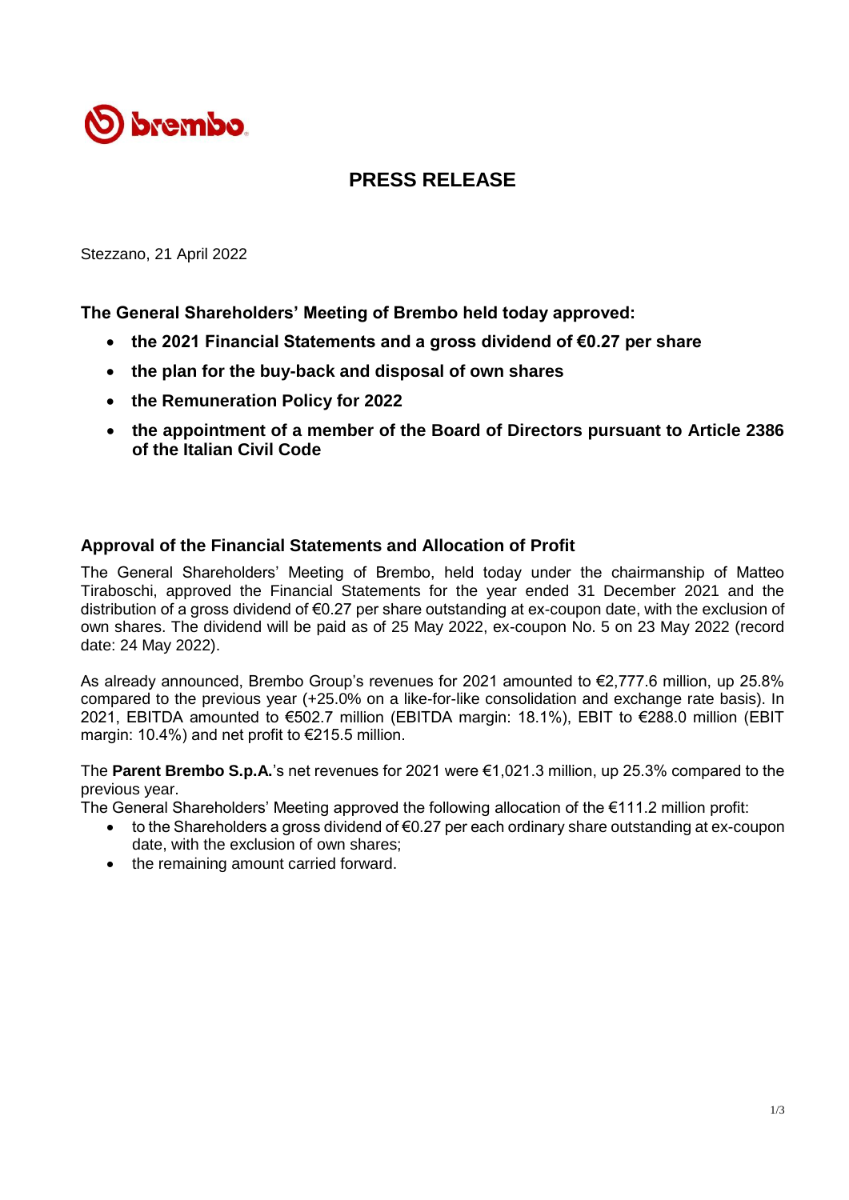# PRESS RELEASE

Stezzano, 21 April 2022

**The General Shareholders' Meeting of Brembo held today approved:**

- **the 2021 Financial Statements and a gross dividend of €0.27 per share**
- **the plan for the buy-back and disposal of own shares**
- **the Remuneration Policy for 2022**
- **the appointment of a member of the Board of Directors pursuant to Article 2386 of the Italian Civil Code**

## Approval of the Financial Statements and Allocation of Profit

The General Shareholders' Meeting of Brembo, held today under the chairmanship of Matteo Tiraboschi, approved the Financial Statements for the year ended 31 December 2021 and the distribution of a gross dividend of €0.27 per share outstanding at ex-coupon date, with the exclusion of own shares. The dividend will be paid as of 25 May 2022, ex-coupon No. 5 on 23 May 2022 (record date: 24 May 2022).

As already announced, Brembo Group's revenues for 2021 amounted to €2,777.6 million, up 25.8% compared to the previous year (+25.0% on a like-for-like consolidation and exchange rate basis). In 2021, EBITDA amounted to €502.7 million (EBITDA margin: 18.1%), EBIT to €288.0 million (EBIT margin: 10.4%) and net profit to €215.5 million.

The **Parent Brembo S.p.A.**'s net revenues for 2021 were €1,021.3 million, up 25.3% compared to the previous year.

The General Shareholders' Meeting approved the following allocation of the €111.2 million profit:

- to the Shareholders a gross dividend of €0.27 per each ordinary share outstanding at ex-coupon date, with the exclusion of own shares;
- the remaining amount carried forward.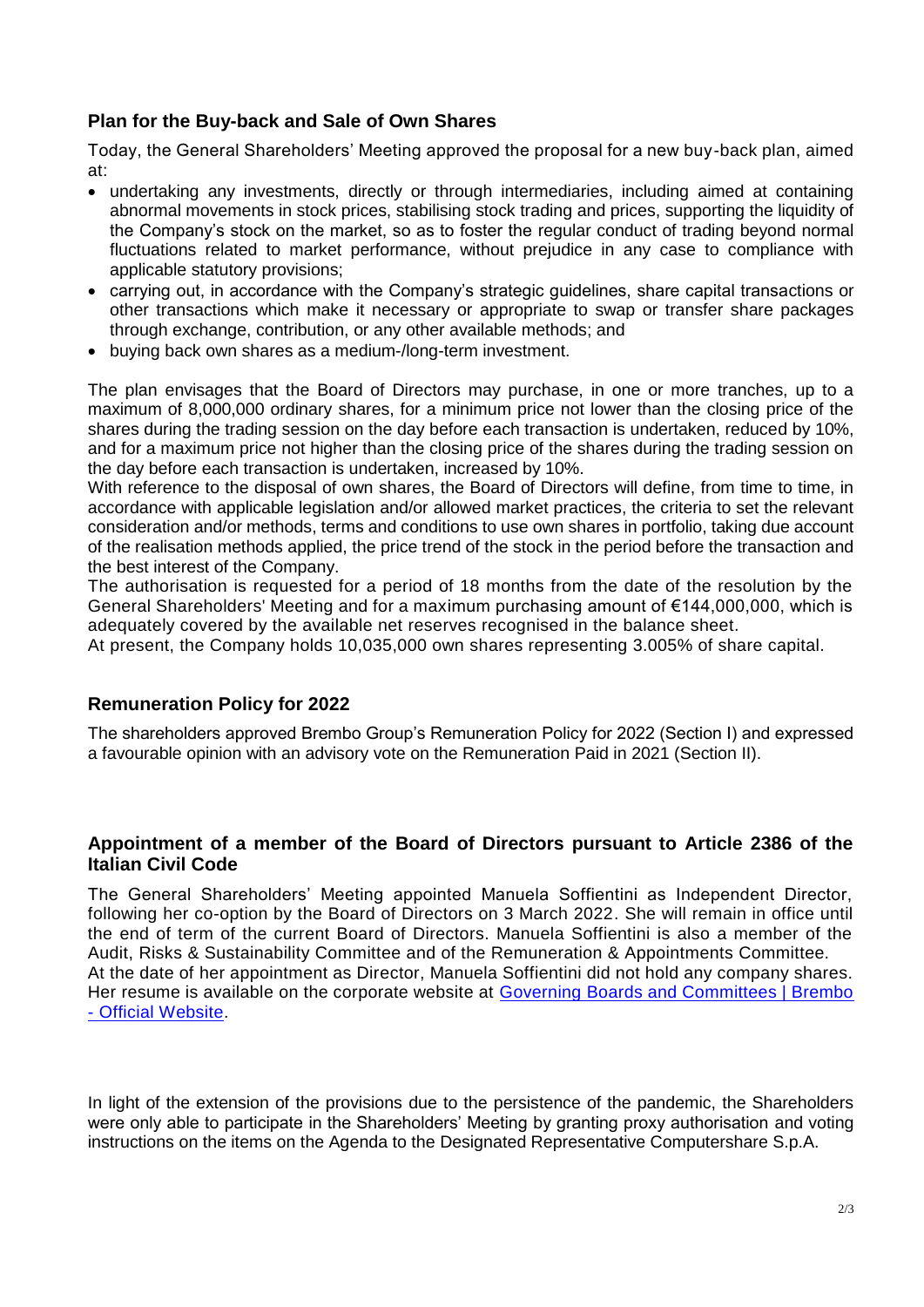## Plan for the Buy-back and Sale of Own Shares

Today, the General Shareholders' Meeting approved the proposal for a new buy-back plan, aimed at:

- undertaking any investments, directly or through intermediaries, including aimed at containing abnormal movements in stock prices, stabilising stock trading and prices, supporting the liquidity of the Company's stock on the market, so as to foster the regular conduct of trading beyond normal fluctuations related to market performance, without prejudice in any case to compliance with applicable statutory provisions;
- carrying out, in accordance with the Company's strategic guidelines, share capital transactions or other transactions which make it necessary or appropriate to swap or transfer share packages through exchange, contribution, or any other available methods; and
- buying back own shares as a medium-/long-term investment.

The plan envisages that the Board of Directors may purchase, in one or more tranches, up to a maximum of 8,000,000 ordinary shares, for a minimum price not lower than the closing price of the shares during the trading session on the day before each transaction is undertaken, reduced by 10%, and for a maximum price not higher than the closing price of the shares during the trading session on the day before each transaction is undertaken, increased by 10%.

With reference to the disposal of own shares, the Board of Directors will define, from time to time, in accordance with applicable legislation and/or allowed market practices, the criteria to set the relevant consideration and/or methods, terms and conditions to use own shares in portfolio, taking due account of the realisation methods applied, the price trend of the stock in the period before the transaction and the best interest of the Company.

The authorisation is requested for a period of 18 months from the date of the resolution by the General Shareholders' Meeting and for a maximum purchasing amount of €144,000,000, which is adequately covered by the available net reserves recognised in the balance sheet.

At present, the Company holds 10,035,000 own shares representing 3.005% of share capital.

## Remuneration Policy for 2022

The shareholders approved Brembo Group's Remuneration Policy for 2022 (Section I) and expressed a favourable opinion with an advisory vote on the Remuneration Paid in 2021 (Section II).

## Appointment of a member of the Board of Directors pursuant to Article 2386 of the Italian Civil Code

The General Shareholders' Meeting appointed Manuela Soffientini as Independent Director, following her co-option by the Board of Directors on 3 March 2022. She will remain in office until the end of term of the current Board of Directors. Manuela Soffientini is also a member of the Audit, Risks & Sustainability Committee and of the Remuneration & Appointments Committee.

At the date of her appointment as Director, Manuela Soffientini did not hold any company shares. Her resume is available on the corporate website at Governing Boards and Committees | Brembo - Official Website.

In light of the extension of the provisions due to the persistence of the pandemic, the Shareholders were only able to participate in the Shareholders' Meeting by granting proxy authorisation and voting instructions on the items on the Agenda to the Designated Representative Computershare S.p.A.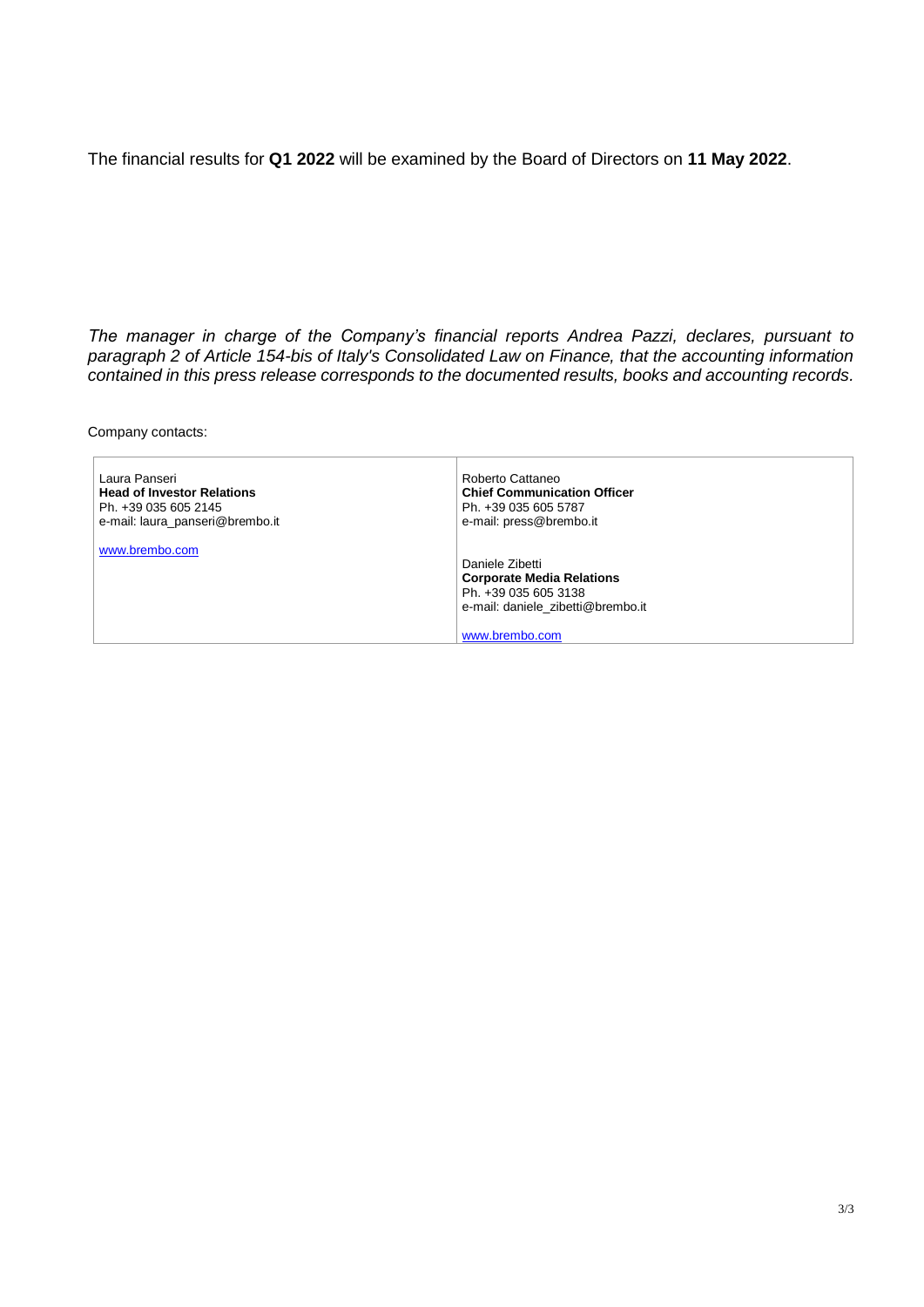The financial results for **Q1 2022** will be examined by the Board of Directors on **11 May 2022**.

*The manager in charge of the Company's financial reports Andrea Pazzi, declares, pursuant to paragraph 2 of Article 154-bis of Italy's Consolidated Law on Finance, that the accounting information contained in this press release corresponds to the documented results, books and accounting records.*

Company contacts:

| | |
|---|---|
| Laura Panseri<br>**Head of Investor Relations**<br>Ph. +39 035 605 2145<br>e-mail: laura_panseri@brembo.it<br><br>www.brembo.com | Roberto Cattaneo<br>**Chief Communication Officer**<br>Ph. +39 035 605 5787<br>e-mail: press@brembo.it<br><br>Daniele Zibetti<br>**Corporate Media Relations**<br>Ph. +39 035 605 3138<br>e-mail: daniele_zibetti@brembo.it<br><br>www.brembo.com |